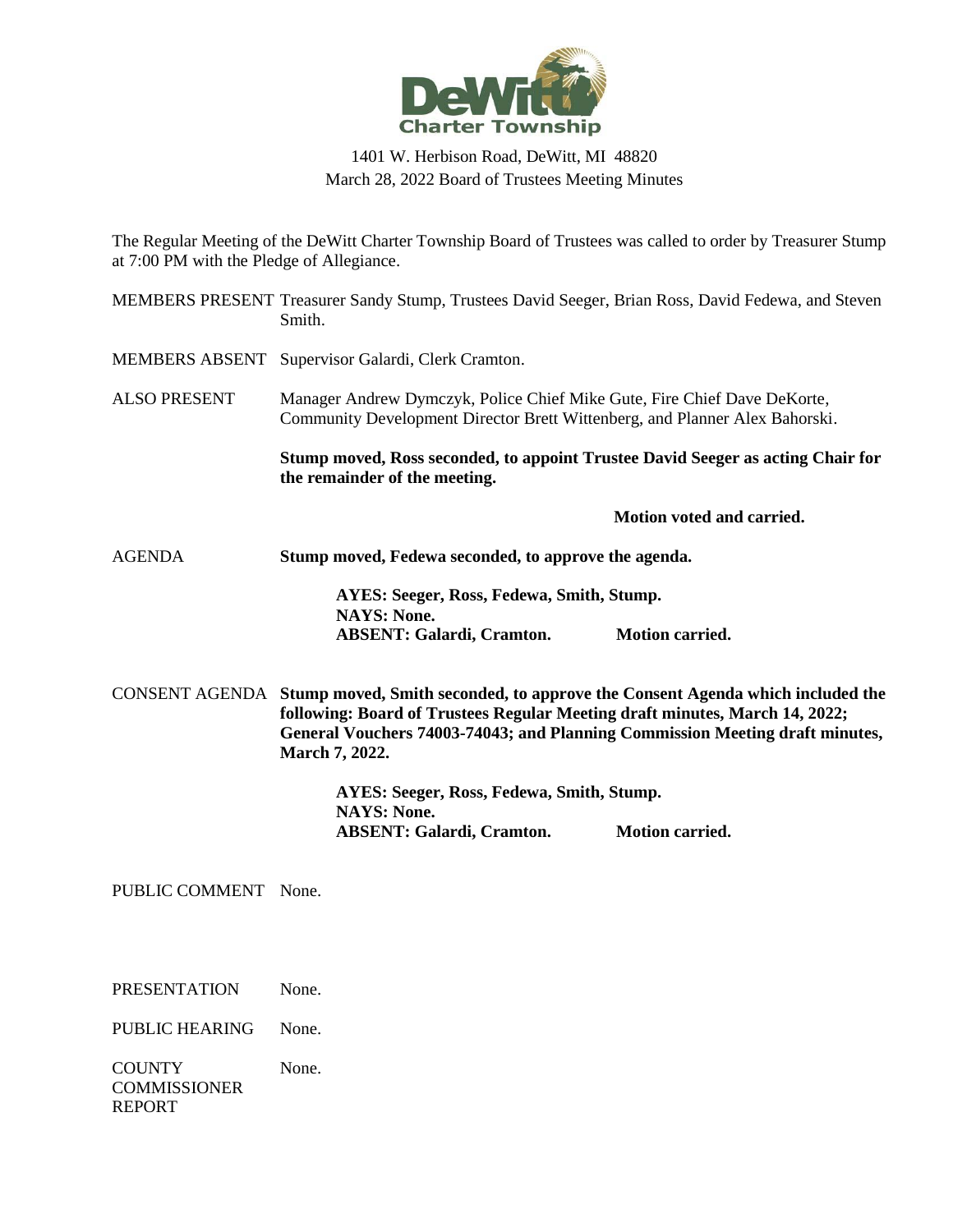DeWitt Charter Township

1401 W. Herbison Road, DeWitt, MI 48820
March 28, 2022 Board of Trustees Meeting Minutes

The Regular Meeting of the DeWitt Charter Township Board of Trustees was called to order by Treasurer Stump at 7:00 PM with the Pledge of Allegiance.

MEMBERS PRESENT Treasurer Sandy Stump, Trustees David Seeger, Brian Ross, David Fedewa, and Steven Smith.

MEMBERS ABSENT Supervisor Galardi, Clerk Cramton.

ALSO PRESENT Manager Andrew Dymczyk, Police Chief Mike Gute, Fire Chief Dave DeKorte, Community Development Director Brett Wittenberg, and Planner Alex Bahorski.

**Stump moved, Ross seconded, to appoint Trustee David Seeger as acting Chair for the remainder of the meeting.**

**Motion voted and carried.**

AGENDA **Stump moved, Fedewa seconded, to approve the agenda.**

**AYES: Seeger, Ross, Fedewa, Smith, Stump.**
**NAYS: None.**
**ABSENT: Galardi, Cramton. Motion carried.**

CONSENT AGENDA **Stump moved, Smith seconded, to approve the Consent Agenda which included the following: Board of Trustees Regular Meeting draft minutes, March 14, 2022; General Vouchers 74003-74043; and Planning Commission Meeting draft minutes, March 7, 2022.**

**AYES: Seeger, Ross, Fedewa, Smith, Stump.**
**NAYS: None.**
**ABSENT: Galardi, Cramton. Motion carried.**

PUBLIC COMMENT None.

PRESENTATION None.

PUBLIC HEARING None.

COUNTY COMMISSIONER REPORT None.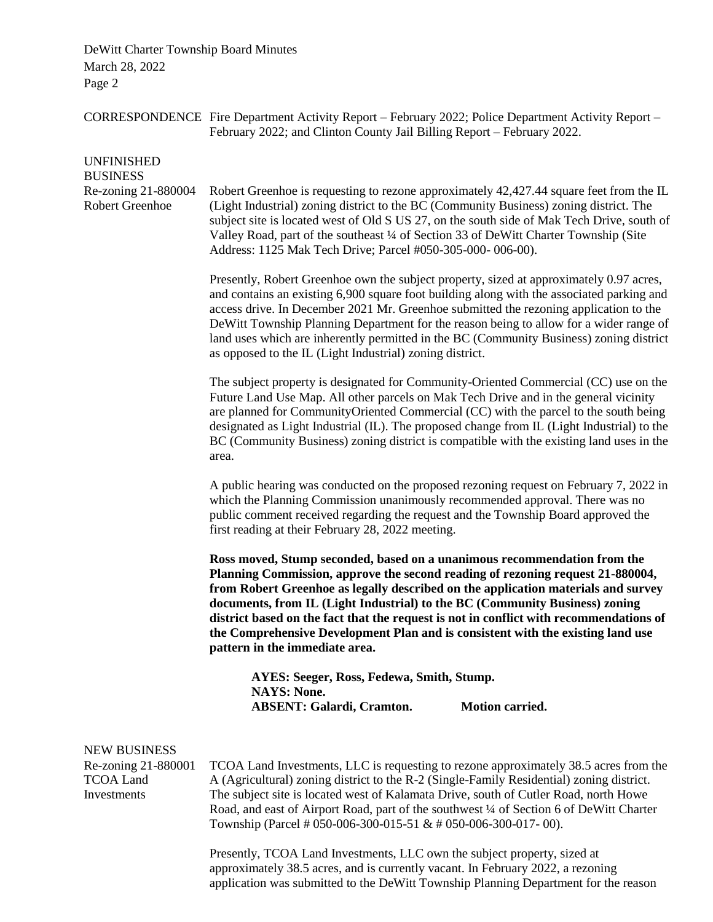CORRESPONDENCE Fire Department Activity Report – February 2022; Police Department Activity Report – February 2022; and Clinton County Jail Billing Report – February 2022.

UNFINISHED BUSINESS

Re-zoning 21-880004 Robert Greenhoe

Robert Greenhoe is requesting to rezone approximately 42,427.44 square feet from the IL (Light Industrial) zoning district to the BC (Community Business) zoning district. The subject site is located west of Old S US 27, on the south side of Mak Tech Drive, south of Valley Road, part of the southeast ¼ of Section 33 of DeWitt Charter Township (Site Address: 1125 Mak Tech Drive; Parcel #050-305-000- 006-00).

Presently, Robert Greenhoe own the subject property, sized at approximately 0.97 acres, and contains an existing 6,900 square foot building along with the associated parking and access drive. In December 2021 Mr. Greenhoe submitted the rezoning application to the DeWitt Township Planning Department for the reason being to allow for a wider range of land uses which are inherently permitted in the BC (Community Business) zoning district as opposed to the IL (Light Industrial) zoning district.

The subject property is designated for Community-Oriented Commercial (CC) use on the Future Land Use Map. All other parcels on Mak Tech Drive and in the general vicinity are planned for CommunityOriented Commercial (CC) with the parcel to the south being designated as Light Industrial (IL). The proposed change from IL (Light Industrial) to the BC (Community Business) zoning district is compatible with the existing land uses in the area.

A public hearing was conducted on the proposed rezoning request on February 7, 2022 in which the Planning Commission unanimously recommended approval. There was no public comment received regarding the request and the Township Board approved the first reading at their February 28, 2022 meeting.

**Ross moved, Stump seconded, based on a unanimous recommendation from the Planning Commission, approve the second reading of rezoning request 21-880004, from Robert Greenhoe as legally described on the application materials and survey documents, from IL (Light Industrial) to the BC (Community Business) zoning district based on the fact that the request is not in conflict with recommendations of the Comprehensive Development Plan and is consistent with the existing land use pattern in the immediate area.**

**AYES: Seeger, Ross, Fedewa, Smith, Stump.**
**NAYS: None.**
**ABSENT: Galardi, Cramton. Motion carried.**

NEW BUSINESS

Re-zoning 21-880001 TCOA Land Investments

TCOA Land Investments, LLC is requesting to rezone approximately 38.5 acres from the A (Agricultural) zoning district to the R-2 (Single-Family Residential) zoning district. The subject site is located west of Kalamata Drive, south of Cutler Road, north Howe Road, and east of Airport Road, part of the southwest ¼ of Section 6 of DeWitt Charter Township (Parcel # 050-006-300-015-51 & # 050-006-300-017- 00).

Presently, TCOA Land Investments, LLC own the subject property, sized at approximately 38.5 acres, and is currently vacant. In February 2022, a rezoning application was submitted to the DeWitt Township Planning Department for the reason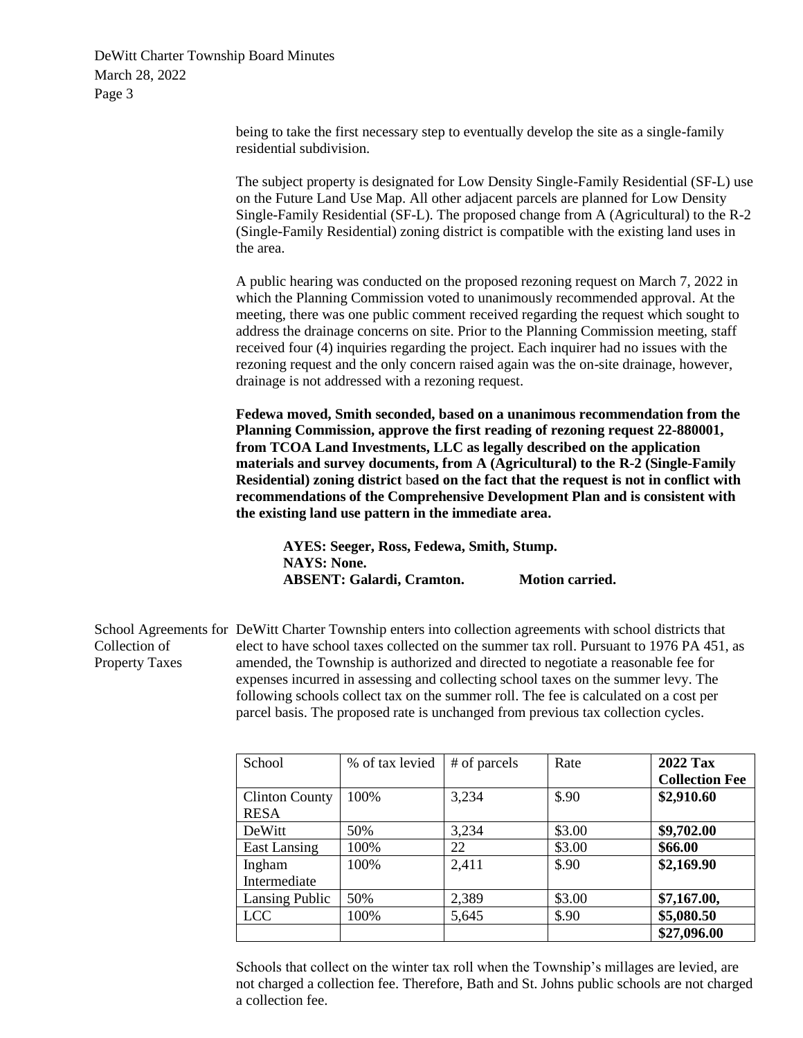being to take the first necessary step to eventually develop the site as a single-family residential subdivision.

The subject property is designated for Low Density Single-Family Residential (SF-L) use on the Future Land Use Map. All other adjacent parcels are planned for Low Density Single-Family Residential (SF-L). The proposed change from A (Agricultural) to the R-2 (Single-Family Residential) zoning district is compatible with the existing land uses in the area.

A public hearing was conducted on the proposed rezoning request on March 7, 2022 in which the Planning Commission voted to unanimously recommended approval. At the meeting, there was one public comment received regarding the request which sought to address the drainage concerns on site. Prior to the Planning Commission meeting, staff received four (4) inquiries regarding the project. Each inquirer had no issues with the rezoning request and the only concern raised again was the on-site drainage, however, drainage is not addressed with a rezoning request.

**Fedewa moved, Smith seconded, based on a unanimous recommendation from the Planning Commission, approve the first reading of rezoning request 22-880001, from TCOA Land Investments, LLC as legally described on the application materials and survey documents, from A (Agricultural) to the R-2 (Single-Family Residential) zoning district based on the fact that the request is not in conflict with recommendations of the Comprehensive Development Plan and is consistent with the existing land use pattern in the immediate area.**

**AYES: Seeger, Ross, Fedewa, Smith, Stump.**
**NAYS: None.**
**ABSENT: Galardi, Cramton.** **Motion carried.**

School Agreements for Collection of Property Taxes

DeWitt Charter Township enters into collection agreements with school districts that elect to have school taxes collected on the summer tax roll. Pursuant to 1976 PA 451, as amended, the Township is authorized and directed to negotiate a reasonable fee for expenses incurred in assessing and collecting school taxes on the summer levy. The following schools collect tax on the summer roll. The fee is calculated on a cost per parcel basis. The proposed rate is unchanged from previous tax collection cycles.

| School | % of tax levied | # of parcels | Rate | **2022 Tax Collection Fee** |
|---|---|---|---|---|
| Clinton County RESA | 100% | 3,234 | \$.90 | **\$2,910.60** |
| DeWitt | 50% | 3,234 | \$3.00 | **\$9,702.00** |
| East Lansing | 100% | 22 | \$3.00 | **\$66.00** |
| Ingham Intermediate | 100% | 2,411 | \$.90 | **\$2,169.90** |
| Lansing Public | 50% | 2,389 | \$3.00 | **\$7,167.00,** |
| LCC | 100% | 5,645 | \$.90 | **\$5,080.50** |
| | | | | **\$27,096.00** |

Schools that collect on the winter tax roll when the Township's millages are levied, are not charged a collection fee. Therefore, Bath and St. Johns public schools are not charged a collection fee.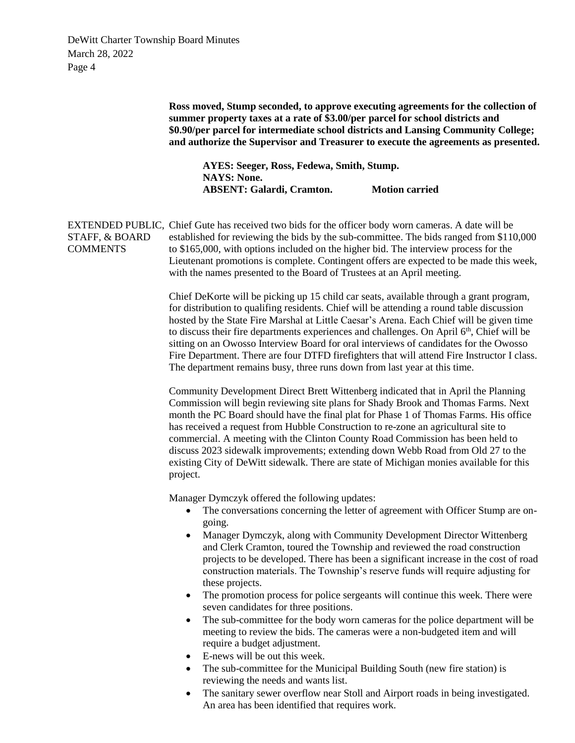**Ross moved, Stump seconded, to approve executing agreements for the collection of summer property taxes at a rate of $3.00/per parcel for school districts and $0.90/per parcel for intermediate school districts and Lansing Community College; and authorize the Supervisor and Treasurer to execute the agreements as presented.**

**AYES: Seeger, Ross, Fedewa, Smith, Stump.**
**NAYS: None.**
**ABSENT: Galardi, Cramton. Motion carried**

EXTENDED PUBLIC, STAFF, & BOARD COMMENTS

Chief Gute has received two bids for the officer body worn cameras. A date will be established for reviewing the bids by the sub-committee. The bids ranged from $110,000 to $165,000, with options included on the higher bid. The interview process for the Lieutenant promotions is complete. Contingent offers are expected to be made this week, with the names presented to the Board of Trustees at an April meeting.

Chief DeKorte will be picking up 15 child car seats, available through a grant program, for distribution to qualifing residents. Chief will be attending a round table discussion hosted by the State Fire Marshal at Little Caesar's Arena. Each Chief will be given time to discuss their fire departments experiences and challenges. On April 6th, Chief will be sitting on an Owosso Interview Board for oral interviews of candidates for the Owosso Fire Department. There are four DTFD firefighters that will attend Fire Instructor I class. The department remains busy, three runs down from last year at this time.

Community Development Direct Brett Wittenberg indicated that in April the Planning Commission will begin reviewing site plans for Shady Brook and Thomas Farms. Next month the PC Board should have the final plat for Phase 1 of Thomas Farms. His office has received a request from Hubble Construction to re-zone an agricultural site to commercial. A meeting with the Clinton County Road Commission has been held to discuss 2023 sidewalk improvements; extending down Webb Road from Old 27 to the existing City of DeWitt sidewalk. There are state of Michigan monies available for this project.

Manager Dymczyk offered the following updates:

- The conversations concerning the letter of agreement with Officer Stump are on-going.
- Manager Dymczyk, along with Community Development Director Wittenberg and Clerk Cramton, toured the Township and reviewed the road construction projects to be developed. There has been a significant increase in the cost of road construction materials. The Township's reserve funds will require adjusting for these projects.
- The promotion process for police sergeants will continue this week. There were seven candidates for three positions.
- The sub-committee for the body worn cameras for the police department will be meeting to review the bids. The cameras were a non-budgeted item and will require a budget adjustment.
- E-news will be out this week.
- The sub-committee for the Municipal Building South (new fire station) is reviewing the needs and wants list.
- The sanitary sewer overflow near Stoll and Airport roads in being investigated. An area has been identified that requires work.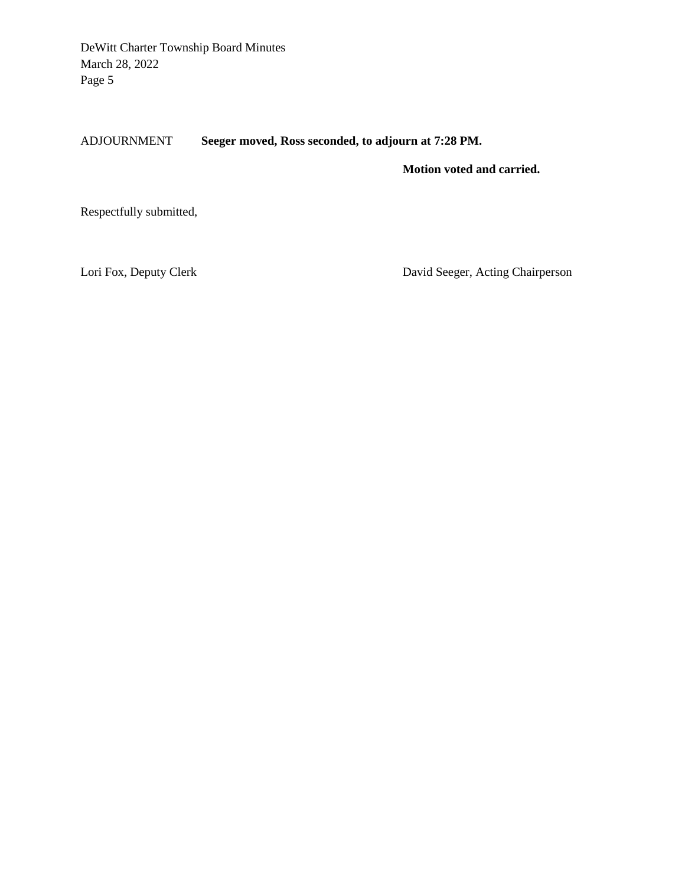ADJOURNMENT **Seeger moved, Ross seconded, to adjourn at 7:28 PM.**

**Motion voted and carried.**

Respectfully submitted,

Lori Fox, Deputy Clerk

David Seeger, Acting Chairperson